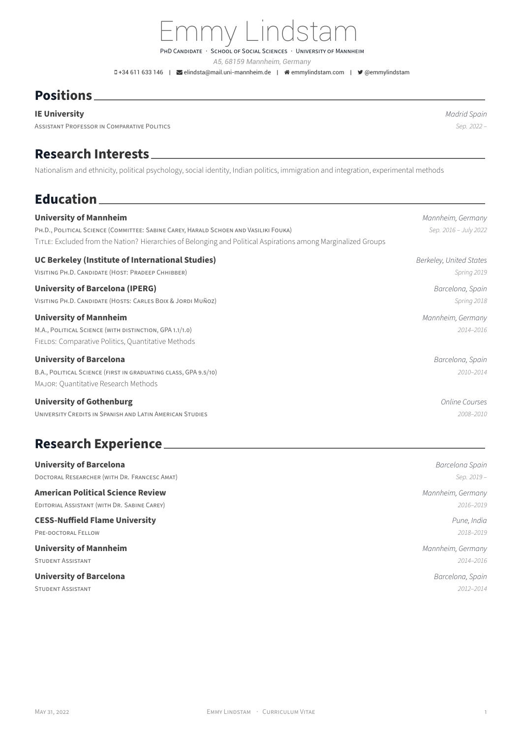# Emmy Lindstam

PhD Candidate · School of Social Sciences · University of Mannheim

*A5, 68159 Mannheim, Germany*

+34 611 633 146 | elindsta@mail.uni-mannheim.de | emmylindstam.com | @emmylindstam

## Positions

**IE University** — *Madrid Spain*
Assistant Professor in Comparative Politics — *Sep. 2022 –*

## Research Interests

Nationalism and ethnicity, political psychology, social identity, Indian politics, immigration and integration, experimental methods

## Education

**University of Mannheim** — *Mannheim, Germany*
Ph.D., Political Science (Committee: Sabine Carey, Harald Schoen and Vasiliki Fouka) — *Sep. 2016 – July 2022*
Title: Excluded from the Nation? Hierarchies of Belonging and Political Aspirations among Marginalized Groups

**UC Berkeley (Institute of International Studies)** — *Berkeley, United States*
Visiting Ph.D. Candidate (Host: Pradeep Chhibber) — *Spring 2019*

**University of Barcelona (IPERG)** — *Barcelona, Spain*
Visiting Ph.D. Candidate (Hosts: Carles Boix & Jordi Muñoz) — *Spring 2018*

**University of Mannheim** — *Mannheim, Germany*
M.A., Political Science (with distinction, GPA 1.1/1.0) — *2014–2016*
Fields: Comparative Politics, Quantitative Methods

**University of Barcelona** — *Barcelona, Spain*
B.A., Political Science (first in graduating class, GPA 9.5/10) — *2010–2014*
Major: Quantitative Research Methods

**University of Gothenburg** — *Online Courses*
University Credits in Spanish and Latin American Studies — *2008–2010*

## Research Experience

**University of Barcelona** — *Barcelona Spain*
Doctoral Researcher (with Dr. Francesc Amat) — *Sep. 2019 –*

**American Political Science Review** — *Mannheim, Germany*
Editorial Assistant (with Dr. Sabine Carey) — *2016–2019*

**CESS-Nuffield Flame University** — *Pune, India*
Pre-doctoral Fellow — *2018–2019*

**University of Mannheim** — *Mannheim, Germany*
Student Assistant — *2014–2016*

**University of Barcelona** — *Barcelona, Spain*
Student Assistant — *2012–2014*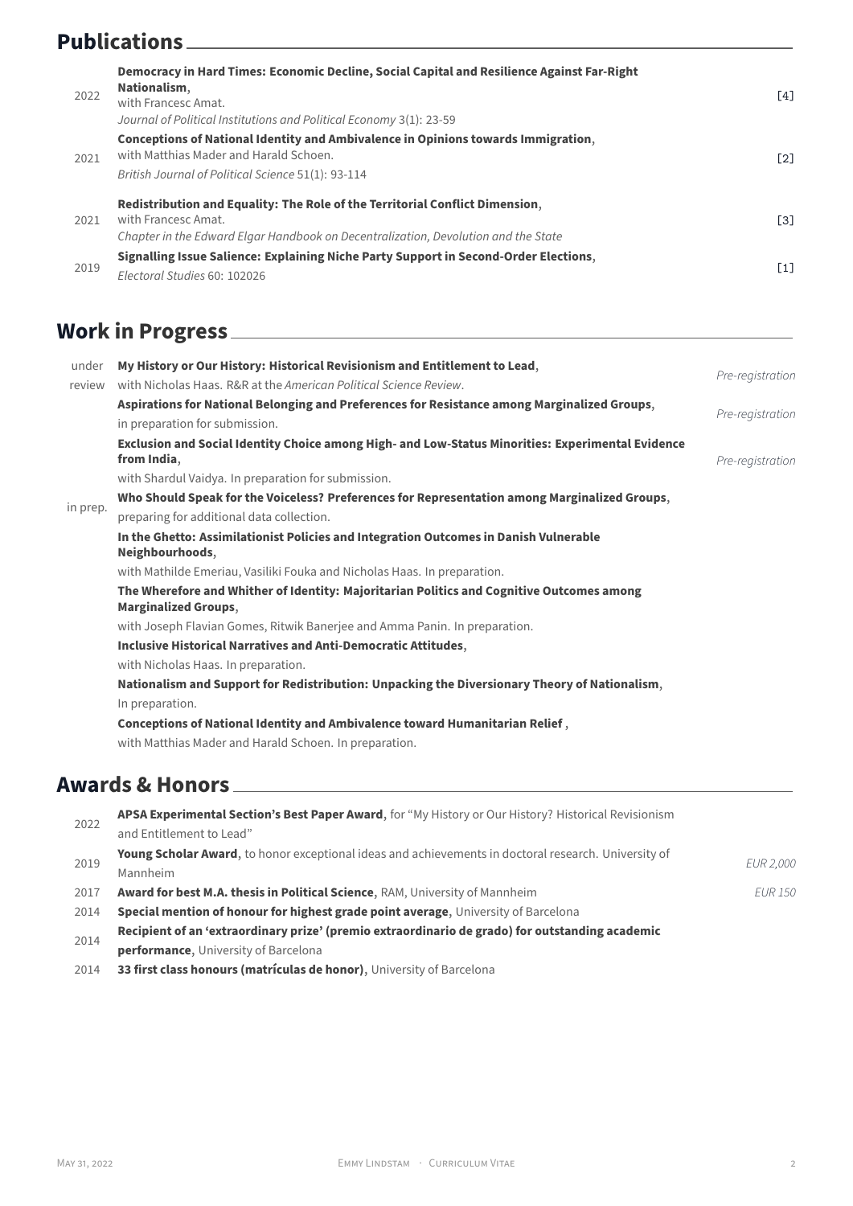## Publications

| | | |
|---|---|---|
| 2022 | **Democracy in Hard Times: Economic Decline, Social Capital and Resilience Against Far-Right Nationalism**, with Francesc Amat. *Journal of Political Institutions and Political Economy* 3(1): 23-59 | [4] |
| 2021 | **Conceptions of National Identity and Ambivalence in Opinions towards Immigration**, with Matthias Mader and Harald Schoen. *British Journal of Political Science* 51(1): 93-114 | [2] |
| 2021 | **Redistribution and Equality: The Role of the Territorial Conflict Dimension**, with Francesc Amat. *Chapter in the Edward Elgar Handbook on Decentralization, Devolution and the State* | [3] |
| 2019 | **Signalling Issue Salience: Explaining Niche Party Support in Second-Order Elections**, *Electoral Studies* 60: 102026 | [1] |

## Work in Progress

| | | |
|---|---|---|
| under review | **My History or Our History: Historical Revisionism and Entitlement to Lead**, with Nicholas Haas. R&R at the *American Political Science Review*. | *Pre-registration* |
| in prep. | **Aspirations for National Belonging and Preferences for Resistance among Marginalized Groups**, in preparation for submission. | *Pre-registration* |
| | **Exclusion and Social Identity Choice among High- and Low-Status Minorities: Experimental Evidence from India**, with Shardul Vaidya. In preparation for submission. | *Pre-registration* |
| | **Who Should Speak for the Voiceless? Preferences for Representation among Marginalized Groups**, preparing for additional data collection. | |
| | **In the Ghetto: Assimilationist Policies and Integration Outcomes in Danish Vulnerable Neighbourhoods**, with Mathilde Emeriau, Vasiliki Fouka and Nicholas Haas. In preparation. | |
| | **The Wherefore and Whither of Identity: Majoritarian Politics and Cognitive Outcomes among Marginalized Groups**, with Joseph Flavian Gomes, Ritwik Banerjee and Amma Panin. In preparation. | |
| | **Inclusive Historical Narratives and Anti-Democratic Attitudes**, with Nicholas Haas. In preparation. | |
| | **Nationalism and Support for Redistribution: Unpacking the Diversionary Theory of Nationalism**, In preparation. | |
| | **Conceptions of National Identity and Ambivalence toward Humanitarian Relief** , with Matthias Mader and Harald Schoen. In preparation. | |

## Awards & Honors

| | | |
|---|---|---|
| 2022 | **APSA Experimental Section's Best Paper Award**, for "My History or Our History? Historical Revisionism and Entitlement to Lead" | |
| 2019 | **Young Scholar Award**, to honor exceptional ideas and achievements in doctoral research. University of Mannheim | *EUR 2,000* |
| 2017 | **Award for best M.A. thesis in Political Science**, RAM, University of Mannheim | *EUR 150* |
| 2014 | **Special mention of honour for highest grade point average**, University of Barcelona | |
| 2014 | **Recipient of an 'extraordinary prize' (premio extraordinario de grado) for outstanding academic performance**, University of Barcelona | |
| 2014 | **33 first class honours (matrículas de honor)**, University of Barcelona | |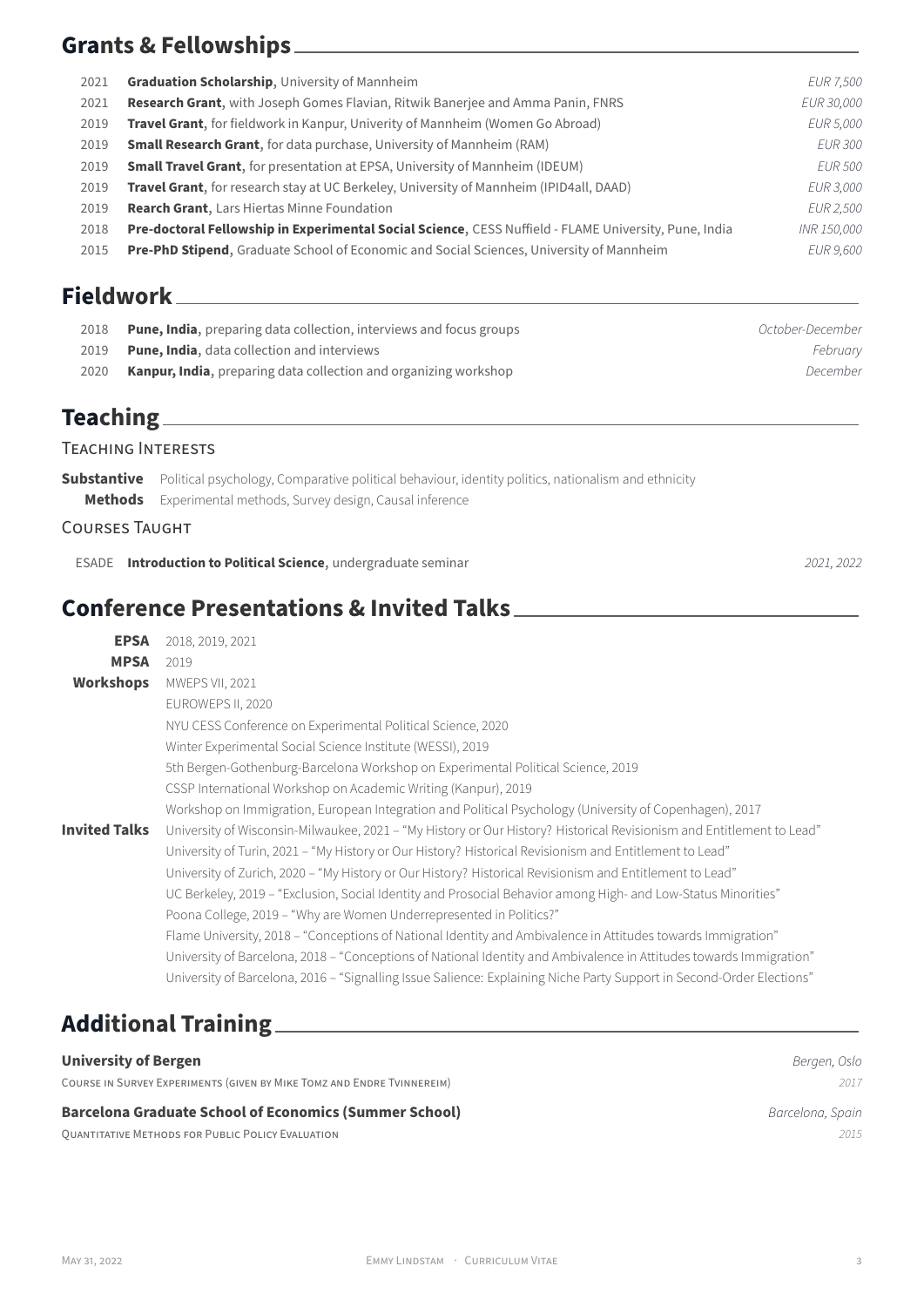## Grants & Fellowships

| | | |
|---|---|---|
| 2021 | **Graduation Scholarship**, University of Mannheim | *EUR 7,500* |
| 2021 | **Research Grant**, with Joseph Gomes Flavian, Ritwik Banerjee and Amma Panin, FNRS | *EUR 30,000* |
| 2019 | **Travel Grant**, for fieldwork in Kanpur, Univerity of Mannheim (Women Go Abroad) | *EUR 5,000* |
| 2019 | **Small Research Grant**, for data purchase, University of Mannheim (RAM) | *EUR 300* |
| 2019 | **Small Travel Grant**, for presentation at EPSA, University of Mannheim (IDEUM) | *EUR 500* |
| 2019 | **Travel Grant**, for research stay at UC Berkeley, University of Mannheim (IPID4all, DAAD) | *EUR 3,000* |
| 2019 | **Rearch Grant**, Lars Hiertas Minne Foundation | *EUR 2,500* |
| 2018 | **Pre-doctoral Fellowship in Experimental Social Science**, CESS Nuffield - FLAME University, Pune, India | *INR 150,000* |
| 2015 | **Pre-PhD Stipend**, Graduate School of Economic and Social Sciences, University of Mannheim | *EUR 9,600* |

## Fieldwork

| | | |
|---|---|---|
| 2018 | **Pune, India**, preparing data collection, interviews and focus groups | *October-December* |
| 2019 | **Pune, India**, data collection and interviews | *February* |
| 2020 | **Kanpur, India**, preparing data collection and organizing workshop | *December* |

## Teaching

### Teaching Interests

**Substantive** Political psychology, Comparative political behaviour, identity politics, nationalism and ethnicity

**Methods** Experimental methods, Survey design, Causal inference

### Courses Taught

ESADE **Introduction to Political Science**, undergraduate seminar *2021, 2022*

## Conference Presentations & Invited Talks

**EPSA** 2018, 2019, 2021

**MPSA** 2019

**Workshops**
- MWEPS VII, 2021
- EUROWEPS II, 2020
- NYU CESS Conference on Experimental Political Science, 2020
- Winter Experimental Social Science Institute (WESSI), 2019
- 5th Bergen-Gothenburg-Barcelona Workshop on Experimental Political Science, 2019
- CSSP International Workshop on Academic Writing (Kanpur), 2019
- Workshop on Immigration, European Integration and Political Psychology (University of Copenhagen), 2017

**Invited Talks**
- University of Wisconsin-Milwaukee, 2021 – "My History or Our History? Historical Revisionism and Entitlement to Lead"
- University of Turin, 2021 – "My History or Our History? Historical Revisionism and Entitlement to Lead"
- University of Zurich, 2020 – "My History or Our History? Historical Revisionism and Entitlement to Lead"
- UC Berkeley, 2019 – "Exclusion, Social Identity and Prosocial Behavior among High- and Low-Status Minorities"
- Poona College, 2019 – "Why are Women Underrepresented in Politics?"
- Flame University, 2018 – "Conceptions of National Identity and Ambivalence in Attitudes towards Immigration"
- University of Barcelona, 2018 – "Conceptions of National Identity and Ambivalence in Attitudes towards Immigration"
- University of Barcelona, 2016 – "Signalling Issue Salience: Explaining Niche Party Support in Second-Order Elections"

## Additional Training

**University of Bergen** *Bergen, Oslo*

Course in Survey Experiments (given by Mike Tomz and Endre Tvinnereim) *2017*

**Barcelona Graduate School of Economics (Summer School)** *Barcelona, Spain*

Quantitative Methods for Public Policy Evaluation *2015*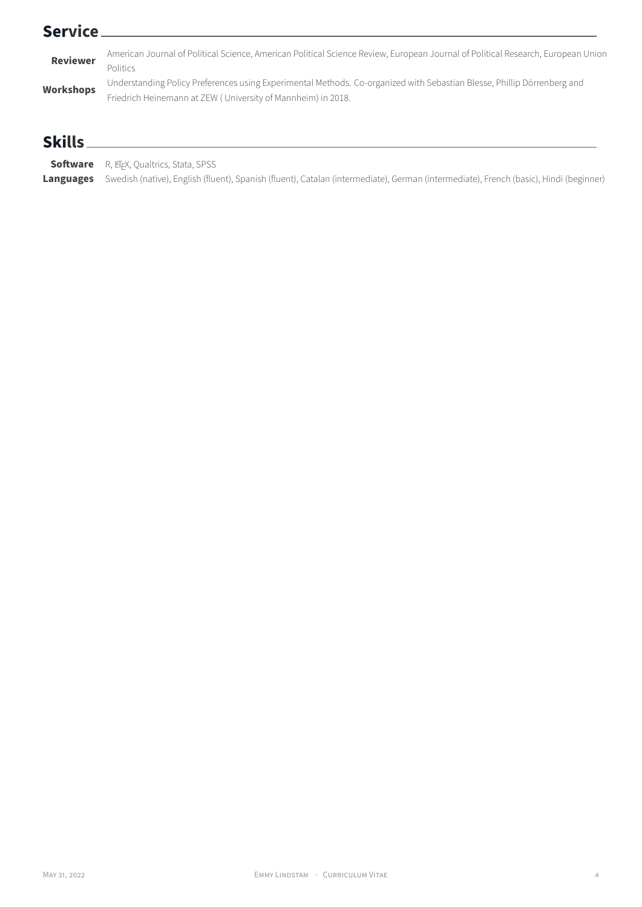## Service

**Reviewer** American Journal of Political Science, American Political Science Review, European Journal of Political Research, European Union Politics

**Workshops** Understanding Policy Preferences using Experimental Methods. Co-organized with Sebastian Blesse, Phillip Dörrenberg and Friedrich Heinemann at ZEW ( University of Mannheim) in 2018.

## Skills

**Software** R, LaTeX, Qualtrics, Stata, SPSS

**Languages** Swedish (native), English (fluent), Spanish (fluent), Catalan (intermediate), German (intermediate), French (basic), Hindi (beginner)